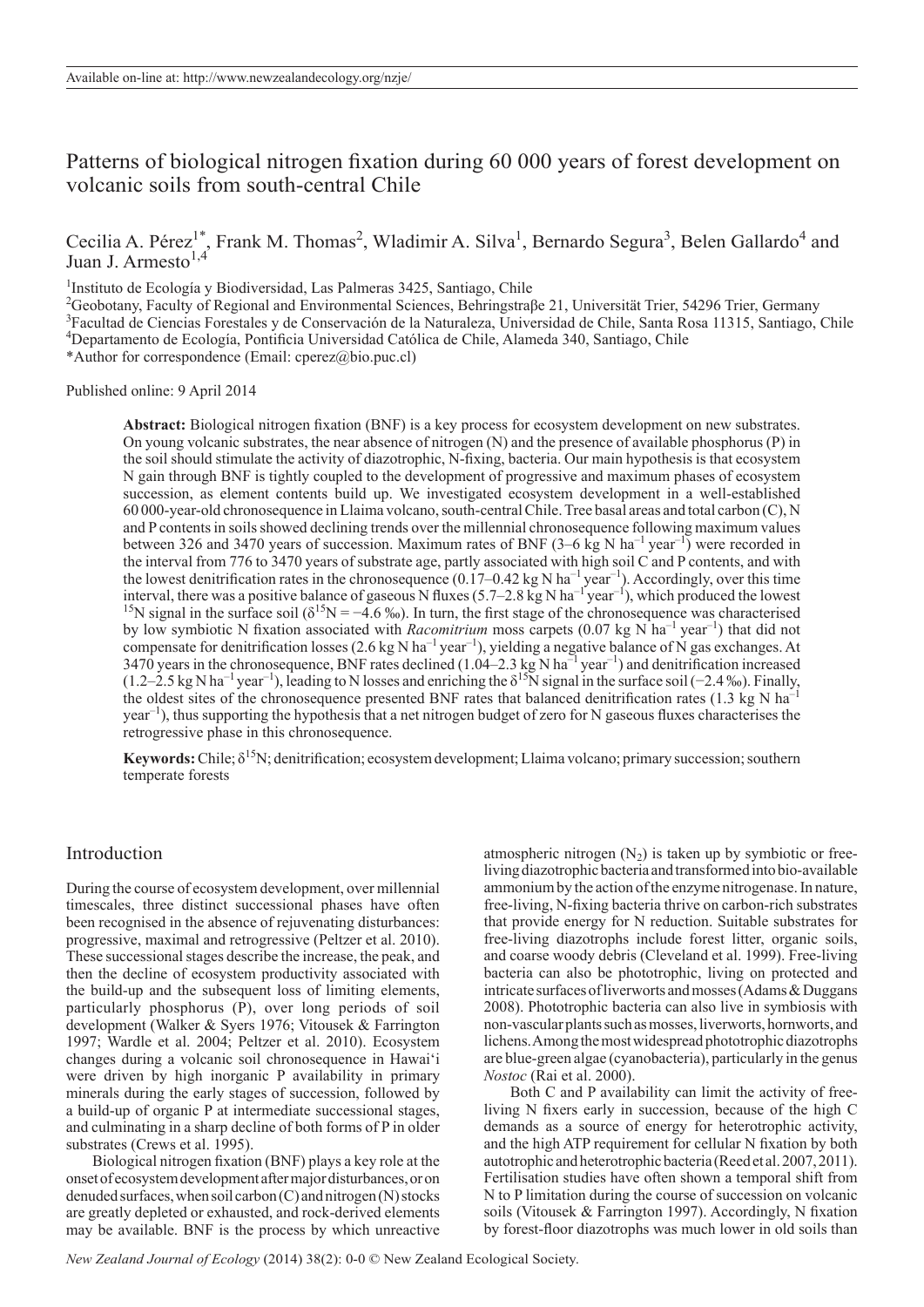Available on-line at: http://www.newzealandecology.org/nzje/

# Patterns of biological nitrogen fixation during 60 000 years of forest development on volcanic soils from south-central Chile

Cecilia A. Pérez[1*], Frank M. Thomas[2], Wladimir A. Silva[1], Bernardo Segura[3], Belen Gallardo[4] and Juan J. Armesto[1,4]

[1]Instituto de Ecología y Biodiversidad, Las Palmeras 3425, Santiago, Chile
[2]Geobotany, Faculty of Regional and Environmental Sciences, Behringstraβe 21, Universität Trier, 54296 Trier, Germany
[3]Facultad de Ciencias Forestales y de Conservación de la Naturaleza, Universidad de Chile, Santa Rosa 11315, Santiago, Chile
[4]Departamento de Ecología, Pontificia Universidad Católica de Chile, Alameda 340, Santiago, Chile
*Author for correspondence (Email: cperez@bio.puc.cl)

Published online: 9 April 2014

**Abstract:** Biological nitrogen fixation (BNF) is a key process for ecosystem development on new substrates. On young volcanic substrates, the near absence of nitrogen (N) and the presence of available phosphorus (P) in the soil should stimulate the activity of diazotrophic, N-fixing, bacteria. Our main hypothesis is that ecosystem N gain through BNF is tightly coupled to the development of progressive and maximum phases of ecosystem succession, as element contents build up. We investigated ecosystem development in a well-established 60 000-year-old chronosequence in Llaima volcano, south-central Chile. Tree basal areas and total carbon (C), N and P contents in soils showed declining trends over the millennial chronosequence following maximum values between 326 and 3470 years of succession. Maximum rates of BNF (3–6 kg N $ha^{-1}$ $year^{-1}$) were recorded in the interval from 776 to 3470 years of substrate age, partly associated with high soil C and P contents, and with the lowest denitrification rates in the chronosequence (0.17–0.42 kg N $ha^{-1}$ $year^{-1}$). Accordingly, over this time interval, there was a positive balance of gaseous N fluxes (5.7–2.8 kg N $ha^{-1}$ $year^{-1}$), which produced the lowest $^{15}N$ signal in the surface soil ($\delta^{15}N = -4.6$ ‰). In turn, the first stage of the chronosequence was characterised by low symbiotic N fixation associated with *Racomitrium* moss carpets (0.07 kg N $ha^{-1}$ $year^{-1}$) that did not compensate for denitrification losses (2.6 kg N $ha^{-1}$ $year^{-1}$), yielding a negative balance of N gas exchanges. At 3470 years in the chronosequence, BNF rates declined (1.04–2.3 kg N $ha^{-1}$ $year^{-1}$) and denitrification increased (1.2–2.5 kg N $ha^{-1}$ $year^{-1}$), leading to N losses and enriching the $\delta^{15}N$ signal in the surface soil (−2.4 ‰). Finally, the oldest sites of the chronosequence presented BNF rates that balanced denitrification rates (1.3 kg N $ha^{-1}$ $year^{-1}$), thus supporting the hypothesis that a net nitrogen budget of zero for N gaseous fluxes characterises the retrogressive phase in this chronosequence.

**Keywords:** Chile; $\delta^{15}N$; denitrification; ecosystem development; Llaima volcano; primary succession; southern temperate forests

## Introduction

During the course of ecosystem development, over millennial timescales, three distinct successional phases have often been recognised in the absence of rejuvenating disturbances: progressive, maximal and retrogressive (Peltzer et al. 2010). These successional stages describe the increase, the peak, and then the decline of ecosystem productivity associated with the build-up and the subsequent loss of limiting elements, particularly phosphorus (P), over long periods of soil development (Walker & Syers 1976; Vitousek & Farrington 1997; Wardle et al. 2004; Peltzer et al. 2010). Ecosystem changes during a volcanic soil chronosequence in Hawai'i were driven by high inorganic P availability in primary minerals during the early stages of succession, followed by a build-up of organic P at intermediate successional stages, and culminating in a sharp decline of both forms of P in older substrates (Crews et al. 1995).

Biological nitrogen fixation (BNF) plays a key role at the onset of ecosystem development after major disturbances, or on denuded surfaces, when soil carbon (C) and nitrogen (N) stocks are greatly depleted or exhausted, and rock-derived elements may be available. BNF is the process by which unreactive atmospheric nitrogen ($N_2$) is taken up by symbiotic or free-living diazotrophic bacteria and transformed into bio-available ammonium by the action of the enzyme nitrogenase. In nature, free-living, N-fixing bacteria thrive on carbon-rich substrates that provide energy for N reduction. Suitable substrates for free-living diazotrophs include forest litter, organic soils, and coarse woody debris (Cleveland et al. 1999). Free-living bacteria can also be phototrophic, living on protected and intricate surfaces of liverworts and mosses (Adams & Duggans 2008). Phototrophic bacteria can also live in symbiosis with non-vascular plants such as mosses, liverworts, hornworts, and lichens. Among the most widespread phototrophic diazotrophs are blue-green algae (cyanobacteria), particularly in the genus *Nostoc* (Rai et al. 2000).

Both C and P availability can limit the activity of free-living N fixers early in succession, because of the high C demands as a source of energy for heterotrophic activity, and the high ATP requirement for cellular N fixation by both autotrophic and heterotrophic bacteria (Reed et al. 2007, 2011). Fertilisation studies have often shown a temporal shift from N to P limitation during the course of succession on volcanic soils (Vitousek & Farrington 1997). Accordingly, N fixation by forest-floor diazotrophs was much lower in old soils than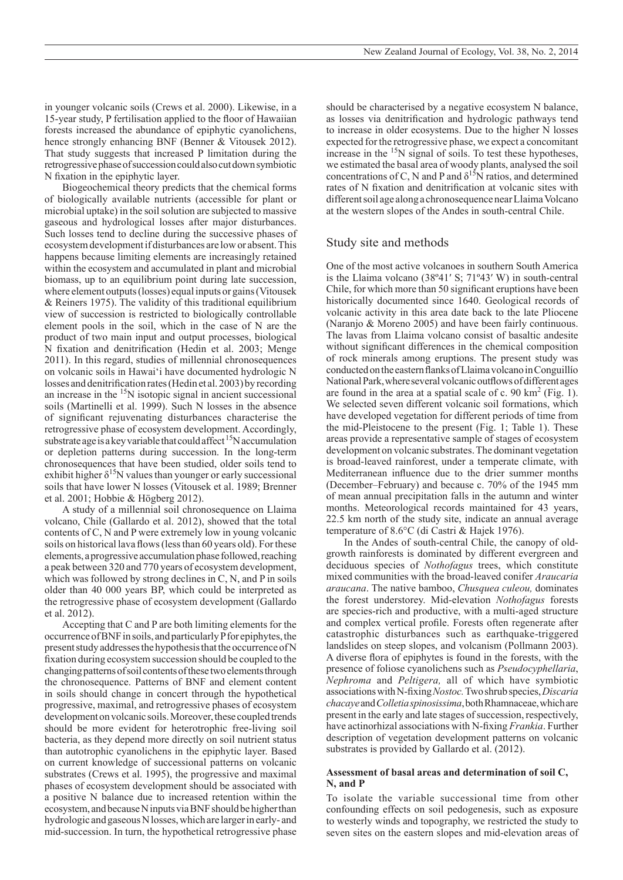in younger volcanic soils (Crews et al. 2000). Likewise, in a 15-year study, P fertilisation applied to the floor of Hawaiian forests increased the abundance of epiphytic cyanolichens, hence strongly enhancing BNF (Benner & Vitousek 2012). That study suggests that increased P limitation during the retrogressive phase of succession could also cut down symbiotic N fixation in the epiphytic layer.

Biogeochemical theory predicts that the chemical forms of biologically available nutrients (accessible for plant or microbial uptake) in the soil solution are subjected to massive gaseous and hydrological losses after major disturbances. Such losses tend to decline during the successive phases of ecosystem development if disturbances are low or absent. This happens because limiting elements are increasingly retained within the ecosystem and accumulated in plant and microbial biomass, up to an equilibrium point during late succession, where element outputs (losses) equal inputs or gains (Vitousek & Reiners 1975). The validity of this traditional equilibrium view of succession is restricted to biologically controllable element pools in the soil, which in the case of N are the product of two main input and output processes, biological N fixation and denitrification (Hedin et al. 2003; Menge 2011). In this regard, studies of millennial chronosequences on volcanic soils in Hawai'i have documented hydrologic N losses and denitrification rates (Hedin et al. 2003) by recording an increase in the $^{15}N$ isotopic signal in ancient successional soils (Martinelli et al. 1999). Such N losses in the absence of significant rejuvenating disturbances characterise the retrogressive phase of ecosystem development. Accordingly, substrate age is a key variable that could affect $^{15}N$ accumulation or depletion patterns during succession. In the long-term chronosequences that have been studied, older soils tend to exhibit higher $\delta^{15}N$ values than younger or early successional soils that have lower N losses (Vitousek et al. 1989; Brenner et al. 2001; Hobbie & Högberg 2012).

A study of a millennial soil chronosequence on Llaima volcano, Chile (Gallardo et al. 2012), showed that the total contents of C, N and P were extremely low in young volcanic soils on historical lava flows (less than 60 years old). For these elements, a progressive accumulation phase followed, reaching a peak between 320 and 770 years of ecosystem development, which was followed by strong declines in C, N, and P in soils older than 40 000 years BP, which could be interpreted as the retrogressive phase of ecosystem development (Gallardo et al. 2012).

Accepting that C and P are both limiting elements for the occurrence of BNF in soils, and particularly P for epiphytes, the present study addresses the hypothesis that the occurrence of N fixation during ecosystem succession should be coupled to the changing patterns of soil contents of these two elements through the chronosequence. Patterns of BNF and element content in soils should change in concert through the hypothetical progressive, maximal, and retrogressive phases of ecosystem development on volcanic soils. Moreover, these coupled trends should be more evident for heterotrophic free-living soil bacteria, as they depend more directly on soil nutrient status than autotrophic cyanolichens in the epiphytic layer. Based on current knowledge of successional patterns on volcanic substrates (Crews et al. 1995), the progressive and maximal phases of ecosystem development should be associated with a positive N balance due to increased retention within the ecosystem, and because N inputs via BNF should be higher than hydrologic and gaseous N losses, which are larger in early- and mid-succession. In turn, the hypothetical retrogressive phase should be characterised by a negative ecosystem N balance, as losses via denitrification and hydrologic pathways tend to increase in older ecosystems. Due to the higher N losses expected for the retrogressive phase, we expect a concomitant increase in the $^{15}N$ signal of soils. To test these hypotheses, we estimated the basal area of woody plants, analysed the soil concentrations of C, N and P and $\delta^{15}N$ ratios, and determined rates of N fixation and denitrification at volcanic sites with different soil age along a chronosequence near Llaima Volcano at the western slopes of the Andes in south-central Chile.

## Study site and methods

One of the most active volcanoes in southern South America is the Llaima volcano (38º41′ S; 71º43′ W) in south-central Chile, for which more than 50 significant eruptions have been historically documented since 1640. Geological records of volcanic activity in this area date back to the late Pliocene (Naranjo & Moreno 2005) and have been fairly continuous. The lavas from Llaima volcano consist of basaltic andesite without significant differences in the chemical composition of rock minerals among eruptions. The present study was conducted on the eastern flanks of Llaima volcano in Conguillío National Park, where several volcanic outflows of different ages are found in the area at a spatial scale of c. 90 km$^2$ (Fig. 1). We selected seven different volcanic soil formations, which have developed vegetation for different periods of time from the mid-Pleistocene to the present (Fig. 1; Table 1). These areas provide a representative sample of stages of ecosystem development on volcanic substrates. The dominant vegetation is broad-leaved rainforest, under a temperate climate, with Mediterranean influence due to the drier summer months (December–February) and because c. 70% of the 1945 mm of mean annual precipitation falls in the autumn and winter months. Meteorological records maintained for 43 years, 22.5 km north of the study site, indicate an annual average temperature of 8.6°C (di Castri & Hajek 1976).

In the Andes of south-central Chile, the canopy of old-growth rainforests is dominated by different evergreen and deciduous species of *Nothofagus* trees, which constitute mixed communities with the broad-leaved conifer *Araucaria araucana*. The native bamboo, *Chusquea culeou,* dominates the forest understorey. Mid-elevation *Nothofagus* forests are species-rich and productive, with a multi-aged structure and complex vertical profile. Forests often regenerate after catastrophic disturbances such as earthquake-triggered landslides on steep slopes, and volcanism (Pollmann 2003). A diverse flora of epiphytes is found in the forests, with the presence of foliose cyanolichens such as *Pseudocyphellaria*, *Nephroma* and *Peltigera,* all of which have symbiotic associations with N-fixing *Nostoc.* Two shrub species, *Discaria chacaye* and *Colletia spinosissima*, both Rhamnaceae, which are present in the early and late stages of succession, respectively, have actinorhizal associations with N-fixing *Frankia*. Further description of vegetation development patterns on volcanic substrates is provided by Gallardo et al. (2012).

### Assessment of basal areas and determination of soil C, N, and P

To isolate the variable successional time from other confounding effects on soil pedogenesis, such as exposure to westerly winds and topography, we restricted the study to seven sites on the eastern slopes and mid-elevation areas of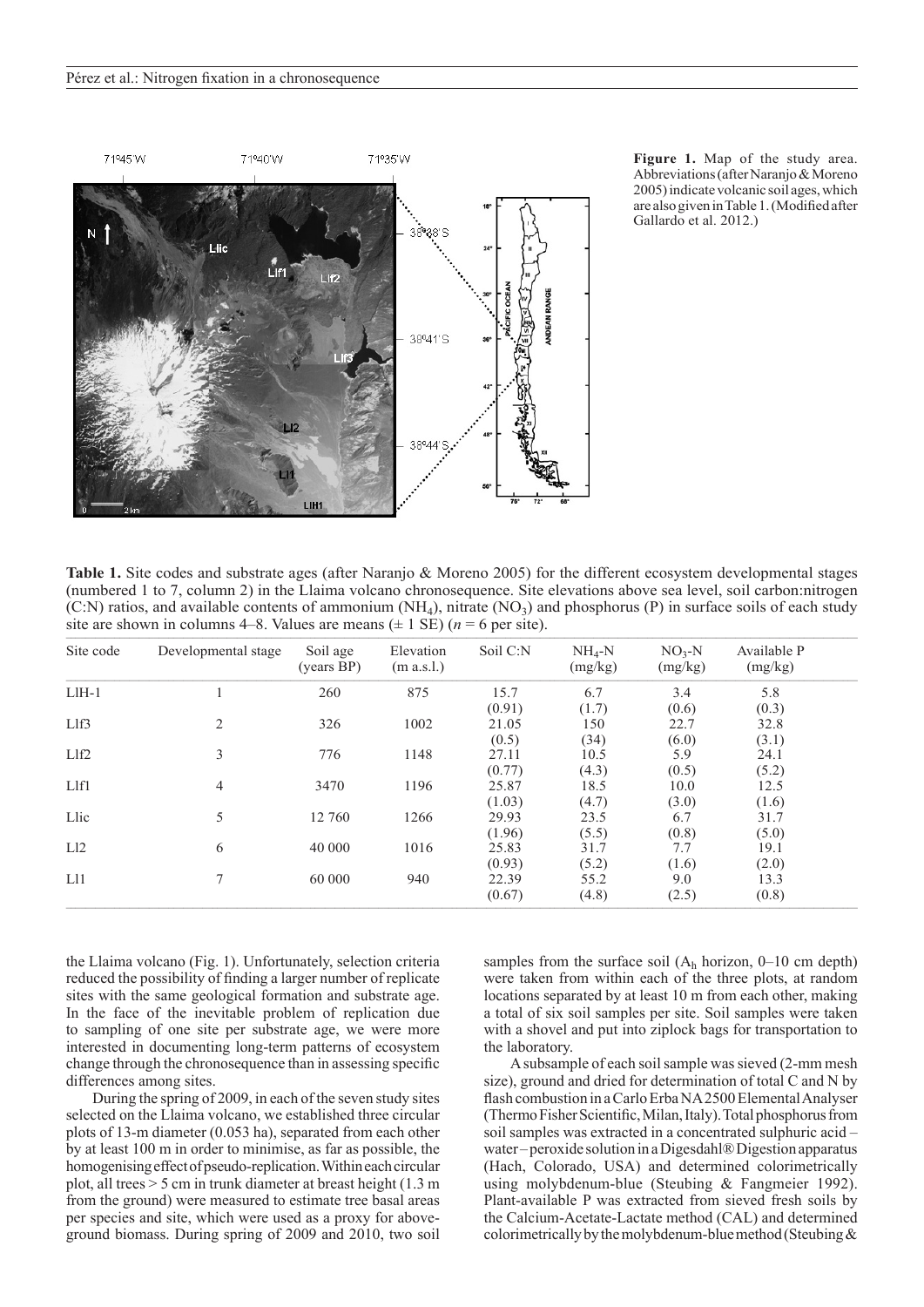**Figure 1.** Map of the study area. Abbreviations (after Naranjo & Moreno 2005) indicate volcanic soil ages, which are also given in Table 1. (Modified after Gallardo et al. 2012.)

**Table 1.** Site codes and substrate ages (after Naranjo & Moreno 2005) for the different ecosystem developmental stages (numbered 1 to 7, column 2) in the Llaima volcano chronosequence. Site elevations above sea level, soil carbon:nitrogen (C:N) ratios, and available contents of ammonium ($NH_4$), nitrate ($NO_3$) and phosphorus (P) in surface soils of each study site are shown in columns 4–8. Values are means (± 1 SE) ($n$ = 6 per site).

| Site code | Developmental stage | Soil age (years BP) | Elevation (m a.s.l.) | Soil C:N | $NH_4$-N (mg/kg) | $NO_3$-N (mg/kg) | Available P (mg/kg) |
|---|---|---|---|---|---|---|---|
| LlH-1 | 1 | 260 | 875 | 15.7 (0.91) | 6.7 (1.7) | 3.4 (0.6) | 5.8 (0.3) |
| Llf3 | 2 | 326 | 1002 | 21.05 (0.5) | 150 (34) | 22.7 (6.0) | 32.8 (3.1) |
| Llf2 | 3 | 776 | 1148 | 27.11 (0.77) | 10.5 (4.3) | 5.9 (0.5) | 24.1 (5.2) |
| Llf1 | 4 | 3470 | 1196 | 25.87 (1.03) | 18.5 (4.7) | 10.0 (3.0) | 12.5 (1.6) |
| Llic | 5 | 12 760 | 1266 | 29.93 (1.96) | 23.5 (5.5) | 6.7 (0.8) | 31.7 (5.0) |
| Ll2 | 6 | 40 000 | 1016 | 25.83 (0.93) | 31.7 (5.2) | 7.7 (1.6) | 19.1 (2.0) |
| Ll1 | 7 | 60 000 | 940 | 22.39 (0.67) | 55.2 (4.8) | 9.0 (2.5) | 13.3 (0.8) |

the Llaima volcano (Fig. 1). Unfortunately, selection criteria reduced the possibility of finding a larger number of replicate sites with the same geological formation and substrate age. In the face of the inevitable problem of replication due to sampling of one site per substrate age, we were more interested in documenting long-term patterns of ecosystem change through the chronosequence than in assessing specific differences among sites.

During the spring of 2009, in each of the seven study sites selected on the Llaima volcano, we established three circular plots of 13-m diameter (0.053 ha), separated from each other by at least 100 m in order to minimise, as far as possible, the homogenising effect of pseudo-replication. Within each circular plot, all trees > 5 cm in trunk diameter at breast height (1.3 m from the ground) were measured to estimate tree basal areas per species and site, which were used as a proxy for above-ground biomass. During spring of 2009 and 2010, two soil samples from the surface soil ($A_h$ horizon, 0–10 cm depth) were taken from within each of the three plots, at random locations separated by at least 10 m from each other, making a total of six soil samples per site. Soil samples were taken with a shovel and put into ziplock bags for transportation to the laboratory.

A subsample of each soil sample was sieved (2-mm mesh size), ground and dried for determination of total C and N by flash combustion in a Carlo Erba NA 2500 Elemental Analyser (Thermo Fisher Scientific, Milan, Italy). Total phosphorus from soil samples was extracted in a concentrated sulphuric acid – water – peroxide solution in a Digesdahl® Digestion apparatus (Hach, Colorado, USA) and determined colorimetrically using molybdenum-blue (Steubing & Fangmeier 1992). Plant-available P was extracted from sieved fresh soils by the Calcium-Acetate-Lactate method (CAL) and determined colorimetrically by the molybdenum-blue method (Steubing &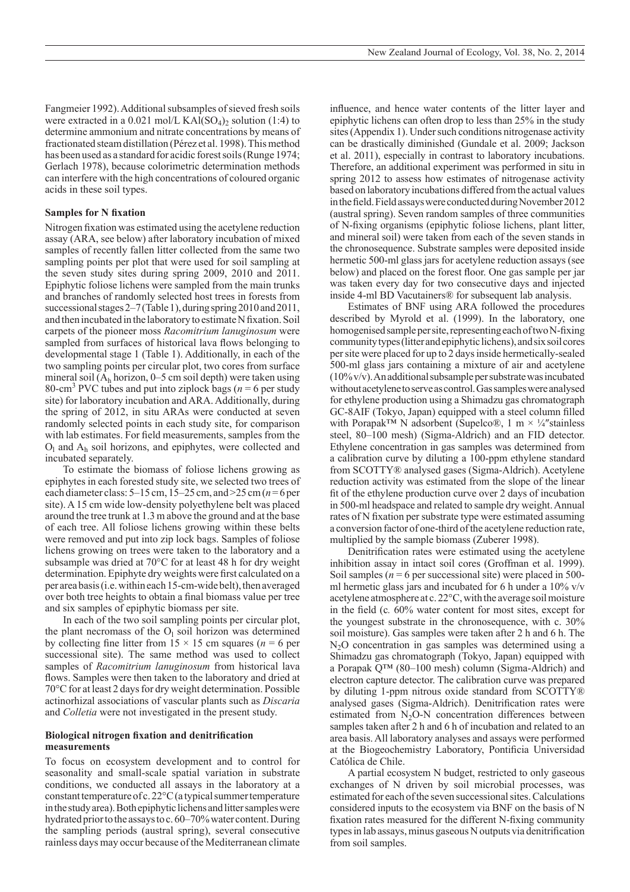Fangmeier 1992). Additional subsamples of sieved fresh soils were extracted in a 0.021 mol/L $KAl(SO_4)_2$ solution (1:4) to determine ammonium and nitrate concentrations by means of fractionated steam distillation (Pérez et al. 1998). This method has been used as a standard for acidic forest soils (Runge 1974; Gerlach 1978), because colorimetric determination methods can interfere with the high concentrations of coloured organic acids in these soil types.

### Samples for N fixation

Nitrogen fixation was estimated using the acetylene reduction assay (ARA, see below) after laboratory incubation of mixed samples of recently fallen litter collected from the same two sampling points per plot that were used for soil sampling at the seven study sites during spring 2009, 2010 and 2011. Epiphytic foliose lichens were sampled from the main trunks and branches of randomly selected host trees in forests from successional stages 2–7 (Table 1), during spring 2010 and 2011, and then incubated in the laboratory to estimate N fixation. Soil carpets of the pioneer moss *Racomitrium lanuginosum* were sampled from surfaces of historical lava flows belonging to developmental stage 1 (Table 1). Additionally, in each of the two sampling points per circular plot, two cores from surface mineral soil ($A_h$ horizon, 0–5 cm soil depth) were taken using 80-$cm^3$ PVC tubes and put into ziplock bags ($n$ = 6 per study site) for laboratory incubation and ARA. Additionally, during the spring of 2012, in situ ARAs were conducted at seven randomly selected points in each study site, for comparison with lab estimates. For field measurements, samples from the $O_l$ and $A_h$ soil horizons, and epiphytes, were collected and incubated separately.

To estimate the biomass of foliose lichens growing as epiphytes in each forested study site, we selected two trees of each diameter class: 5–15 cm, 15–25 cm, and >25 cm ($n$ = 6 per site). A 15 cm wide low-density polyethylene belt was placed around the tree trunk at 1.3 m above the ground and at the base of each tree. All foliose lichens growing within these belts were removed and put into zip lock bags. Samples of foliose lichens growing on trees were taken to the laboratory and a subsample was dried at 70°C for at least 48 h for dry weight determination. Epiphyte dry weights were first calculated on a per area basis (i.e. within each 15-cm-wide belt), then averaged over both tree heights to obtain a final biomass value per tree and six samples of epiphytic biomass per site.

In each of the two soil sampling points per circular plot, the plant necromass of the $O_l$ soil horizon was determined by collecting fine litter from 15 × 15 cm squares ($n$ = 6 per successional site). The same method was used to collect samples of *Racomitrium lanuginosum* from historical lava flows. Samples were then taken to the laboratory and dried at 70°C for at least 2 days for dry weight determination. Possible actinorhizal associations of vascular plants such as *Discaria* and *Colletia* were not investigated in the present study.

### Biological nitrogen fixation and denitrification measurements

To focus on ecosystem development and to control for seasonality and small-scale spatial variation in substrate conditions, we conducted all assays in the laboratory at a constant temperature of c. 22°C (a typical summer temperature in the study area). Both epiphytic lichens and litter samples were hydrated prior to the assays to c. 60–70% water content. During the sampling periods (austral spring), several consecutive rainless days may occur because of the Mediterranean climate influence, and hence water contents of the litter layer and epiphytic lichens can often drop to less than 25% in the study sites (Appendix 1). Under such conditions nitrogenase activity can be drastically diminished (Gundale et al. 2009; Jackson et al. 2011), especially in contrast to laboratory incubations. Therefore, an additional experiment was performed in situ in spring 2012 to assess how estimates of nitrogenase activity based on laboratory incubations differed from the actual values in the field. Field assays were conducted during November 2012 (austral spring). Seven random samples of three communities of N-fixing organisms (epiphytic foliose lichens, plant litter, and mineral soil) were taken from each of the seven stands in the chronosequence. Substrate samples were deposited inside hermetic 500-ml glass jars for acetylene reduction assays (see below) and placed on the forest floor. One gas sample per jar was taken every day for two consecutive days and injected inside 4-ml BD Vacutainers® for subsequent lab analysis.

Estimates of BNF using ARA followed the procedures described by Myrold et al. (1999). In the laboratory, one homogenised sample per site, representing each of two N-fixing community types (litter and epiphytic lichens), and six soil cores per site were placed for up to 2 days inside hermetically-sealed 500-ml glass jars containing a mixture of air and acetylene (10% v/v). An additional subsample per substrate was incubated without acetylene to serve as control. Gas samples were analysed for ethylene production using a Shimadzu gas chromatograph GC-8AIF (Tokyo, Japan) equipped with a steel column filled with Porapak™ N adsorbent (Supelco®, 1 m × ¼″stainless steel, 80–100 mesh) (Sigma-Aldrich) and an FID detector. Ethylene concentration in gas samples was determined from a calibration curve by diluting a 100-ppm ethylene standard from SCOTTY® analysed gases (Sigma-Aldrich). Acetylene reduction activity was estimated from the slope of the linear fit of the ethylene production curve over 2 days of incubation in 500-ml headspace and related to sample dry weight. Annual rates of N fixation per substrate type were estimated assuming a conversion factor of one-third of the acetylene reduction rate, multiplied by the sample biomass (Zuberer 1998).

Denitrification rates were estimated using the acetylene inhibition assay in intact soil cores (Groffman et al. 1999). Soil samples ($n$ = 6 per successional site) were placed in 500-ml hermetic glass jars and incubated for 6 h under a 10% v/v acetylene atmosphere at c. 22°C, with the average soil moisture in the field (c. 60% water content for most sites, except for the youngest substrate in the chronosequence, with c. 30% soil moisture). Gas samples were taken after 2 h and 6 h. The $N_2O$ concentration in gas samples was determined using a Shimadzu gas chromatograph (Tokyo, Japan) equipped with a Porapak Q™ (80–100 mesh) column (Sigma-Aldrich) and electron capture detector. The calibration curve was prepared by diluting 1-ppm nitrous oxide standard from SCOTTY® analysed gases (Sigma-Aldrich). Denitrification rates were estimated from $N_2O$-N concentration differences between samples taken after 2 h and 6 h of incubation and related to an area basis. All laboratory analyses and assays were performed at the Biogeochemistry Laboratory, Pontificia Universidad Católica de Chile.

A partial ecosystem N budget, restricted to only gaseous exchanges of N driven by soil microbial processes, was estimated for each of the seven successional sites. Calculations considered inputs to the ecosystem via BNF on the basis of N fixation rates measured for the different N-fixing community types in lab assays, minus gaseous N outputs via denitrification from soil samples.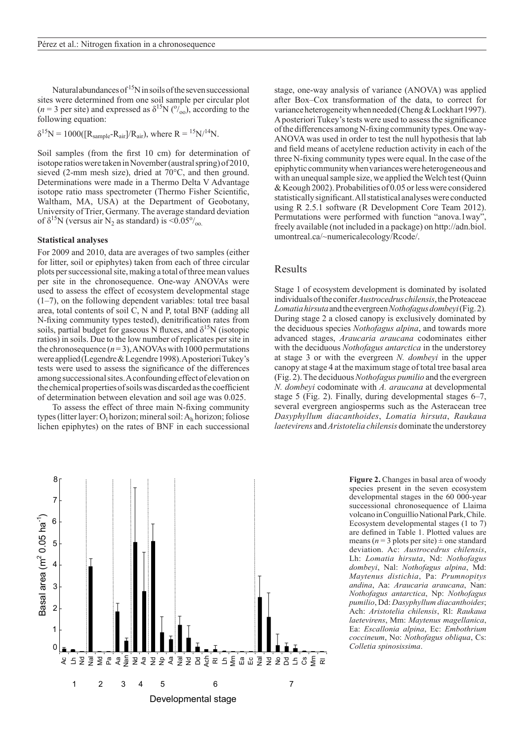Natural abundances of $^{15}N$ in soils of the seven successional sites were determined from one soil sample per circular plot ($n = 3$ per site) and expressed as $\delta^{15}N$ (‰), according to the following equation:

$$\delta^{15}N = 1000([R_{sample}-R_{air}]/R_{air}), \text{ where } R = {}^{15}N/{}^{14}N.$$

Soil samples (from the first 10 cm) for determination of isotope ratios were taken in November (austral spring) of 2010, sieved (2-mm mesh size), dried at 70°C, and then ground. Determinations were made in a Thermo Delta V Advantage isotope ratio mass spectrometer (Thermo Fisher Scientific, Waltham, MA, USA) at the Department of Geobotany, University of Trier, Germany. The average standard deviation of $\delta^{15}N$ (versus air $N_2$ as standard) is <0.05‰.

### Statistical analyses

For 2009 and 2010, data are averages of two samples (either for litter, soil or epiphytes) taken from each of three circular plots per successional site, making a total of three mean values per site in the chronosequence. One-way ANOVAs were used to assess the effect of ecosystem developmental stage (1–7), on the following dependent variables: total tree basal area, total contents of soil C, N and P, total BNF (adding all N-fixing community types tested), denitrification rates from soils, partial budget for gaseous N fluxes, and $\delta^{15}N$ (isotopic ratios) in soils. Due to the low number of replicates per site in the chronosequence ($n = 3$), ANOVAs with 1000 permutations were applied (Legendre & Legendre 1998). A posteriori Tukey's tests were used to assess the significance of the differences among successional sites. A confounding effect of elevation on the chemical properties of soils was discarded as the coefficient of determination between elevation and soil age was 0.025.

To assess the effect of three main N-fixing community types (litter layer: $O_l$ horizon; mineral soil: $A_h$ horizon; foliose lichen epiphytes) on the rates of BNF in each successional stage, one-way analysis of variance (ANOVA) was applied after Box–Cox transformation of the data, to correct for variance heterogeneity when needed (Cheng & Lockhart 1997). A posteriori Tukey's tests were used to assess the significance of the differences among N-fixing community types. One way-ANOVA was used in order to test the null hypothesis that lab and field means of acetylene reduction activity in each of the three N-fixing community types were equal. In the case of the epiphytic community when variances were heterogeneous and with an unequal sample size, we applied the Welch test (Quinn & Keough 2002). Probabilities of 0.05 or less were considered statistically significant. All statistical analyses were conducted using R 2.5.1 software (R Development Core Team 2012). Permutations were performed with function "anova.1way", freely available (not included in a package) on http://adn.biol.umontreal.ca/~numericalecology/Rcode/.

## Results

Stage 1 of ecosystem development is dominated by isolated individuals of the conifer *Austrocedrus chilensis*, the Proteaceae *Lomatia hirsuta* and the evergreen *Nothofagus dombeyi* (Fig. 2). During stage 2 a closed canopy is exclusively dominated by the deciduous species *Nothofagus alpina*, and towards more advanced stages, *Araucaria araucana* codominates either with the deciduous *Nothofagus antarctica* in the understorey at stage 3 or with the evergreen *N. dombeyi* in the upper canopy at stage 4 at the maximum stage of total tree basal area (Fig. 2). The deciduous *Nothofagus pumilio* and the evergreen *N. dombeyi* codominate with *A. araucana* at developmental stage 5 (Fig. 2). Finally, during developmental stages 6–7, several evergreen angiosperms such as the Asteracean tree *Dasyphyllum diacanthoides*, *Lomatia hirsuta*, *Raukaua laetevirens* and *Aristotelia chilensis* dominate the understorey

**Figure 2.** Changes in basal area of woody species present in the seven ecosystem developmental stages in the 60 000-year successional chronosequence of Llaima volcano in Conguillío National Park, Chile. Ecosystem developmental stages (1 to 7) are defined in Table 1. Plotted values are means ($n = 3$ plots per site) ± one standard deviation. Ac: *Austrocedrus chilensis*, Lh: *Lomatia hirsuta*, Nd: *Nothofagus dombeyi*, Nal: *Nothofagus alpina*, Md: *Maytenus distichia*, Pa: *Prumnopitys andina*, Aa: *Araucaria araucana*, Nan: *Nothofagus antarctica*, Np: *Nothofagus pumilio*, Dd: *Dasyphyllum diacanthoides*; Ach: *Aristotelia chilensis*, Rl: *Raukaua laetevirens*, Mm: *Maytenus magellanica*, Ea: *Escallonia alpina*, Ec: *Embothrium coccineum*, No: *Nothofagus obliqua*, Cs: *Colletia spinosissima*.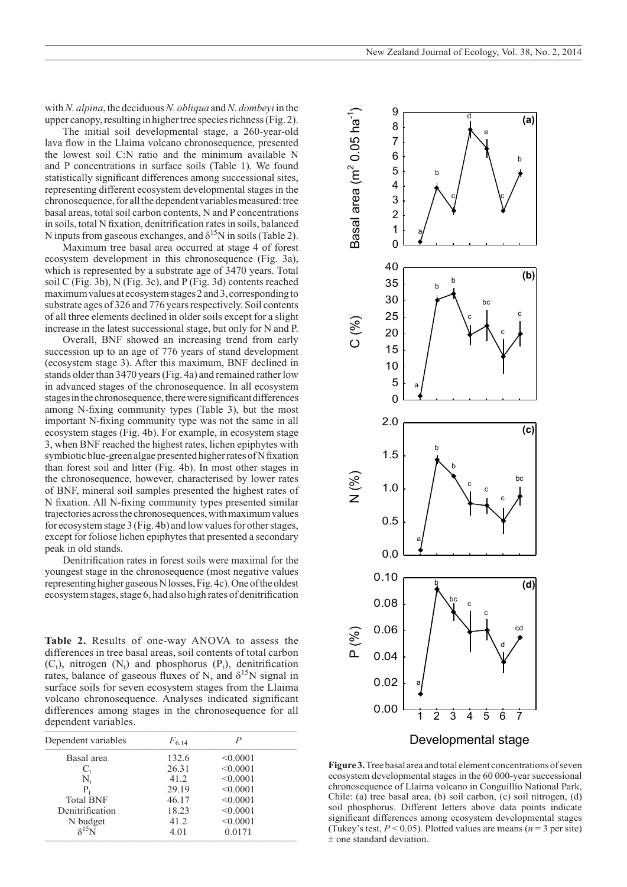with *N. alpina*, the deciduous *N. obliqua* and *N. dombeyi* in the upper canopy, resulting in higher tree species richness (Fig. 2).

The initial soil developmental stage, a 260-year-old lava flow in the Llaima volcano chronosequence, presented the lowest soil C:N ratio and the minimum available N and P concentrations in surface soils (Table 1). We found statistically significant differences among successional sites, representing different ecosystem developmental stages in the chronosequence, for all the dependent variables measured: tree basal areas, total soil carbon contents, N and P concentrations in soils, total N fixation, denitrification rates in soils, balanced N inputs from gaseous exchanges, and $\delta^{15}N$ in soils (Table 2).

Maximum tree basal area occurred at stage 4 of forest ecosystem development in this chronosequence (Fig. 3a), which is represented by a substrate age of 3470 years. Total soil C (Fig. 3b), N (Fig. 3c), and P (Fig. 3d) contents reached maximum values at ecosystem stages 2 and 3, corresponding to substrate ages of 326 and 776 years respectively. Soil contents of all three elements declined in older soils except for a slight increase in the latest successional stage, but only for N and P.

Overall, BNF showed an increasing trend from early succession up to an age of 776 years of stand development (ecosystem stage 3). After this maximum, BNF declined in stands older than 3470 years (Fig. 4a) and remained rather low in advanced stages of the chronosequence. In all ecosystem stages in the chronosequence, there were significant differences among N-fixing community types (Table 3), but the most important N-fixing community type was not the same in all ecosystem stages (Fig. 4b). For example, in ecosystem stage 3, when BNF reached the highest rates, lichen epiphytes with symbiotic blue-green algae presented higher rates of N fixation than forest soil and litter (Fig. 4b). In most other stages in the chronosequence, however, characterised by lower rates of BNF, mineral soil samples presented the highest rates of N fixation. All N-fixing community types presented similar trajectories across the chronosequences, with maximum values for ecosystem stage 3 (Fig. 4b) and low values for other stages, except for foliose lichen epiphytes that presented a secondary peak in old stands.

Denitrification rates in forest soils were maximal for the youngest stage in the chronosequence (most negative values representing higher gaseous N losses, Fig. 4c). One of the oldest ecosystem stages, stage 6, had also high rates of denitrification

**Table 2.** Results of one-way ANOVA to assess the differences in tree basal areas, soil contents of total carbon ($C_t$), nitrogen ($N_t$) and phosphorus ($P_t$), denitrification rates, balance of gaseous fluxes of N, and $\delta^{15}N$ signal in surface soils for seven ecosystem stages from the Llaima volcano chronosequence. Analyses indicated significant differences among stages in the chronosequence for all dependent variables.

| Dependent variables | $F_{6,14}$ | $P$ |
|---|---|---|
| Basal area | 132.6 | <0.0001 |
| $C_t$ | 26.31 | <0.0001 |
| $N_t$ | 41.2 | <0.0001 |
| $P_t$ | 29.19 | <0.0001 |
| Total BNF | 46.17 | <0.0001 |
| Denitrification | 18.23 | <0.0001 |
| N budget | 41.2 | <0.0001 |
| $\delta^{15}N$ | 4.01 | 0.0171 |

**Figure 3.** Tree basal area and total element concentrations of seven ecosystem developmental stages in the 60 000-year successional chronosequence of Llaima volcano in Conguillío National Park, Chile: (a) tree basal area, (b) soil carbon, (c) soil nitrogen, (d) soil phosphorus. Different letters above data points indicate significant differences among ecosystem developmental stages (Tukey's test, $P < 0.05$). Plotted values are means ($n = 3$ per site) ± one standard deviation.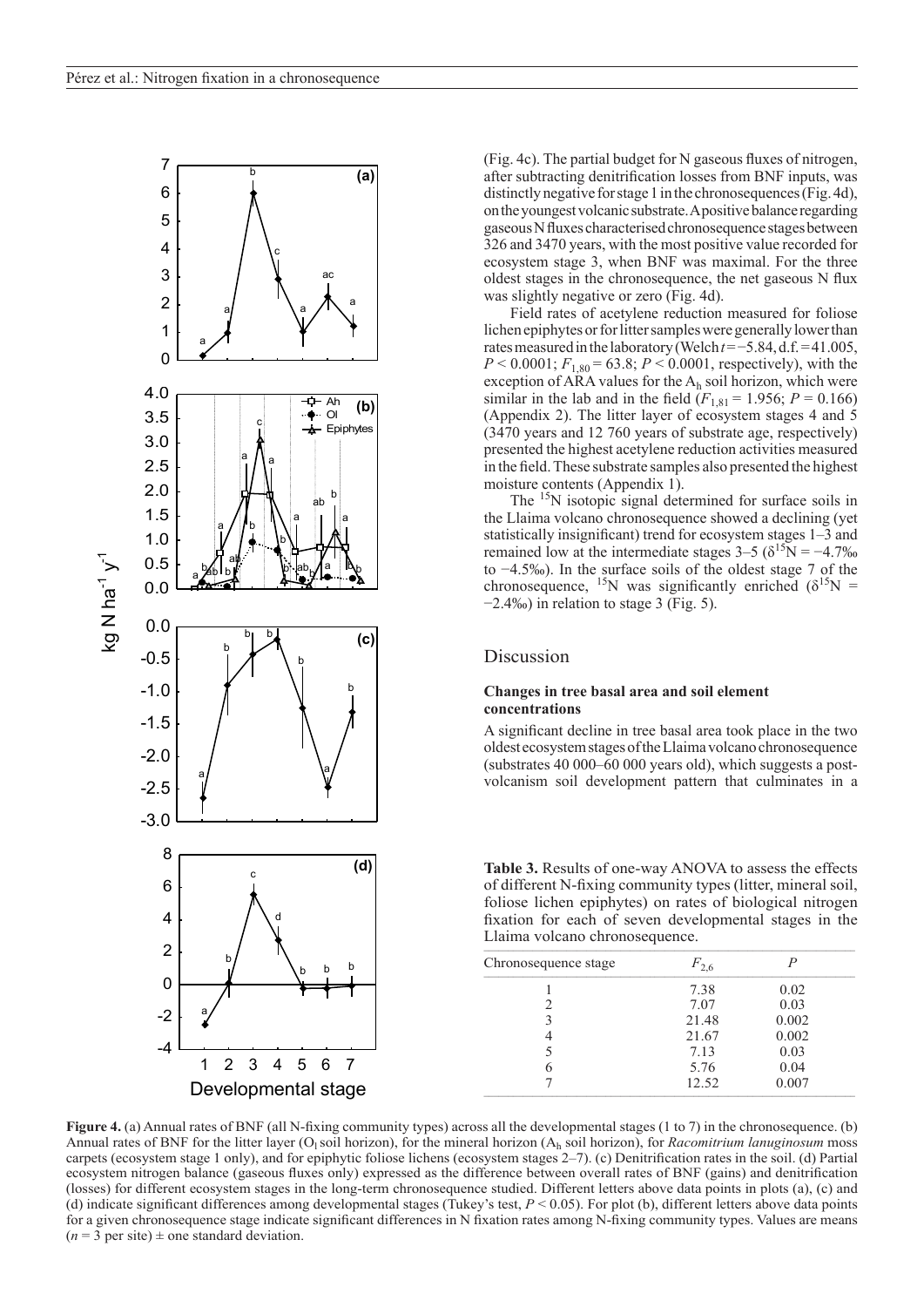(Fig. 4c). The partial budget for N gaseous fluxes of nitrogen, after subtracting denitrification losses from BNF inputs, was distinctly negative for stage 1 in the chronosequences (Fig. 4d), on the youngest volcanic substrate. A positive balance regarding gaseous N fluxes characterised chronosequence stages between 326 and 3470 years, with the most positive value recorded for ecosystem stage 3, when BNF was maximal. For the three oldest stages in the chronosequence, the net gaseous N flux was slightly negative or zero (Fig. 4d).

Field rates of acetylene reduction measured for foliose lichen epiphytes or for litter samples were generally lower than rates measured in the laboratory (Welch $t = -5.84$, d.f. $= 41.005$, $P < 0.0001$; $F_{1,80} = 63.8$; $P < 0.0001$, respectively), with the exception of ARA values for the $A_h$ soil horizon, which were similar in the lab and in the field ($F_{1,81} = 1.956$; $P = 0.166$) (Appendix 2). The litter layer of ecosystem stages 4 and 5 (3470 years and 12 760 years of substrate age, respectively) presented the highest acetylene reduction activities measured in the field. These substrate samples also presented the highest moisture contents (Appendix 1).

The $^{15}N$ isotopic signal determined for surface soils in the Llaima volcano chronosequence showed a declining (yet statistically insignificant) trend for ecosystem stages 1–3 and remained low at the intermediate stages 3–5 ($\delta^{15}N = -4.7‰$ to $-4.5‰$). In the surface soils of the oldest stage 7 of the chronosequence, $^{15}N$ was significantly enriched ($\delta^{15}N = -2.4‰$) in relation to stage 3 (Fig. 5).

## Discussion

### Changes in tree basal area and soil element concentrations

A significant decline in tree basal area took place in the two oldest ecosystem stages of the Llaima volcano chronosequence (substrates 40 000–60 000 years old), which suggests a post-volcanism soil development pattern that culminates in a

**Table 3.** Results of one-way ANOVA to assess the effects of different N-fixing community types (litter, mineral soil, foliose lichen epiphytes) on rates of biological nitrogen fixation for each of seven developmental stages in the Llaima volcano chronosequence.

| Chronosequence stage | $F_{2,6}$ | $P$ |
|---|---|---|
| 1 | 7.38 | 0.02 |
| 2 | 7.07 | 0.03 |
| 3 | 21.48 | 0.002 |
| 4 | 21.67 | 0.002 |
| 5 | 7.13 | 0.03 |
| 6 | 5.76 | 0.04 |
| 7 | 12.52 | 0.007 |

**Figure 4.** (a) Annual rates of BNF (all N-fixing community types) across all the developmental stages (1 to 7) in the chronosequence. (b) Annual rates of BNF for the litter layer ($O_l$ soil horizon), for the mineral horizon ($A_h$ soil horizon), for *Racomitrium lanuginosum* moss carpets (ecosystem stage 1 only), and for epiphytic foliose lichens (ecosystem stages 2–7). (c) Denitrification rates in the soil. (d) Partial ecosystem nitrogen balance (gaseous fluxes only) expressed as the difference between overall rates of BNF (gains) and denitrification (losses) for different ecosystem stages in the long-term chronosequence studied. Different letters above data points in plots (a), (c) and (d) indicate significant differences among developmental stages (Tukey's test, $P < 0.05$). For plot (b), different letters above data points for a given chronosequence stage indicate significant differences in N fixation rates among N-fixing community types. Values are means ($n = 3$ per site) ± one standard deviation.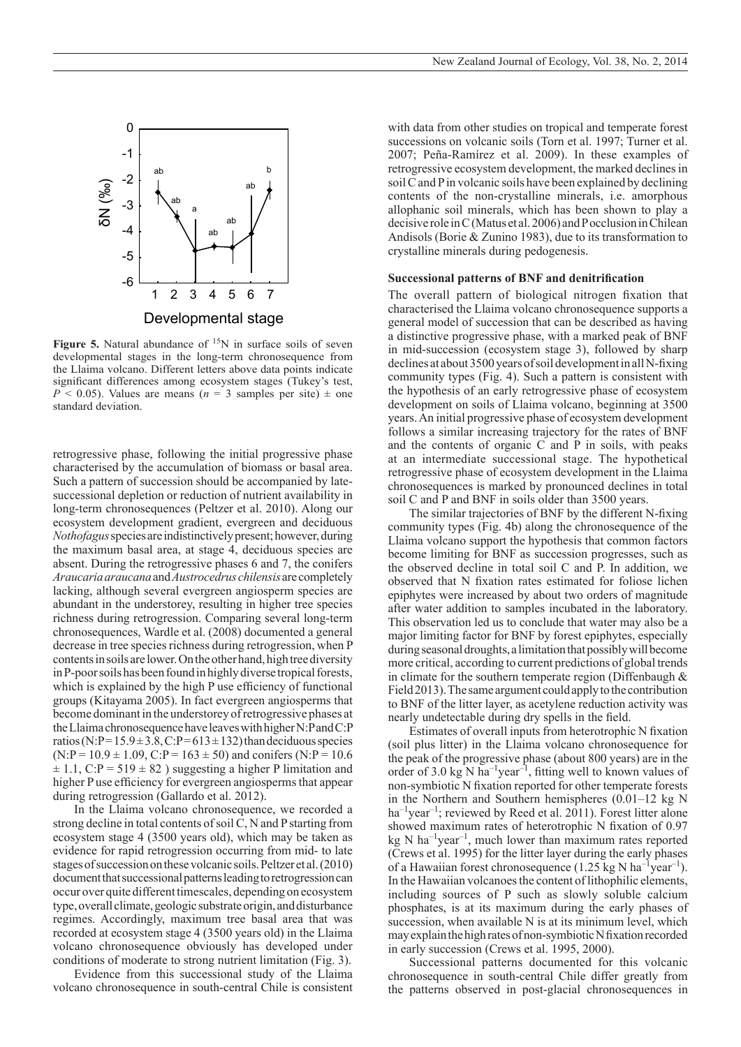**Figure 5.** Natural abundance of $^{15}N$ in surface soils of seven developmental stages in the long-term chronosequence from the Llaima volcano. Different letters above data points indicate significant differences among ecosystem stages (Tukey's test, $P < 0.05$). Values are means ($n = 3$ samples per site) ± one standard deviation.

retrogressive phase, following the initial progressive phase characterised by the accumulation of biomass or basal area. Such a pattern of succession should be accompanied by late-successional depletion or reduction of nutrient availability in long-term chronosequences (Peltzer et al. 2010). Along our ecosystem development gradient, evergreen and deciduous *Nothofagus* species are indistinctively present; however, during the maximum basal area, at stage 4, deciduous species are absent. During the retrogressive phases 6 and 7, the conifers *Araucaria araucana* and *Austrocedrus chilensis* are completely lacking, although several evergreen angiosperm species are abundant in the understorey, resulting in higher tree species richness during retrogression. Comparing several long-term chronosequences, Wardle et al. (2008) documented a general decrease in tree species richness during retrogression, when P contents in soils are lower. On the other hand, high tree diversity in P-poor soils has been found in highly diverse tropical forests, which is explained by the high P use efficiency of functional groups (Kitayama 2005). In fact evergreen angiosperms that become dominant in the understorey of retrogressive phases at the Llaima chronosequence have leaves with higher N:P and C:P ratios (N:P = 15.9 ± 3.8, C:P = 613 ± 132) than deciduous species (N:P = 10.9 ± 1.09, C:P = 163 ± 50) and conifers (N:P = 10.6 ± 1.1, C:P = 519 ± 82 ) suggesting a higher P limitation and higher P use efficiency for evergreen angiosperms that appear during retrogression (Gallardo et al. 2012).

In the Llaima volcano chronosequence, we recorded a strong decline in total contents of soil C, N and P starting from ecosystem stage 4 (3500 years old), which may be taken as evidence for rapid retrogression occurring from mid- to late stages of succession on these volcanic soils. Peltzer et al. (2010) document that successional patterns leading to retrogression can occur over quite different timescales, depending on ecosystem type, overall climate, geologic substrate origin, and disturbance regimes. Accordingly, maximum tree basal area that was recorded at ecosystem stage 4 (3500 years old) in the Llaima volcano chronosequence obviously has developed under conditions of moderate to strong nutrient limitation (Fig. 3).

Evidence from this successional study of the Llaima volcano chronosequence in south-central Chile is consistent with data from other studies on tropical and temperate forest successions on volcanic soils (Torn et al. 1997; Turner et al. 2007; Peña-Ramírez et al. 2009). In these examples of retrogressive ecosystem development, the marked declines in soil C and P in volcanic soils have been explained by declining contents of the non-crystalline minerals, i.e. amorphous allophanic soil minerals, which has been shown to play a decisive role in C (Matus et al. 2006) and P occlusion in Chilean Andisols (Borie & Zunino 1983), due to its transformation to crystalline minerals during pedogenesis.

### Successional patterns of BNF and denitrification

The overall pattern of biological nitrogen fixation that characterised the Llaima volcano chronosequence supports a general model of succession that can be described as having a distinctive progressive phase, with a marked peak of BNF in mid-succession (ecosystem stage 3), followed by sharp declines at about 3500 years of soil development in all N-fixing community types (Fig. 4). Such a pattern is consistent with the hypothesis of an early retrogressive phase of ecosystem development on soils of Llaima volcano, beginning at 3500 years. An initial progressive phase of ecosystem development follows a similar increasing trajectory for the rates of BNF and the contents of organic C and P in soils, with peaks at an intermediate successional stage. The hypothetical retrogressive phase of ecosystem development in the Llaima chronosequences is marked by pronounced declines in total soil C and P and BNF in soils older than 3500 years.

The similar trajectories of BNF by the different N-fixing community types (Fig. 4b) along the chronosequence of the Llaima volcano support the hypothesis that common factors become limiting for BNF as succession progresses, such as the observed decline in total soil C and P. In addition, we observed that N fixation rates estimated for foliose lichen epiphytes were increased by about two orders of magnitude after water addition to samples incubated in the laboratory. This observation led us to conclude that water may also be a major limiting factor for BNF by forest epiphytes, especially during seasonal droughts, a limitation that possibly will become more critical, according to current predictions of global trends in climate for the southern temperate region (Diffenbaugh & Field 2013). The same argument could apply to the contribution to BNF of the litter layer, as acetylene reduction activity was nearly undetectable during dry spells in the field.

Estimates of overall inputs from heterotrophic N fixation (soil plus litter) in the Llaima volcano chronosequence for the peak of the progressive phase (about 800 years) are in the order of 3.0 kg N $ha^{-1}year^{-1}$, fitting well to known values of non-symbiotic N fixation reported for other temperate forests in the Northern and Southern hemispheres (0.01–12 kg N $ha^{-1}year^{-1}$; reviewed by Reed et al. 2011). Forest litter alone showed maximum rates of heterotrophic N fixation of 0.97 kg N $ha^{-1}year^{-1}$, much lower than maximum rates reported (Crews et al. 1995) for the litter layer during the early phases of a Hawaiian forest chronosequence (1.25 kg N $ha^{-1}year^{-1}$). In the Hawaiian volcanoes the content of lithophilic elements, including sources of P such as slowly soluble calcium phosphates, is at its maximum during the early phases of succession, when available N is at its minimum level, which may explain the high rates of non-symbiotic N fixation recorded in early succession (Crews et al. 1995, 2000).

Successional patterns documented for this volcanic chronosequence in south-central Chile differ greatly from the patterns observed in post-glacial chronosequences in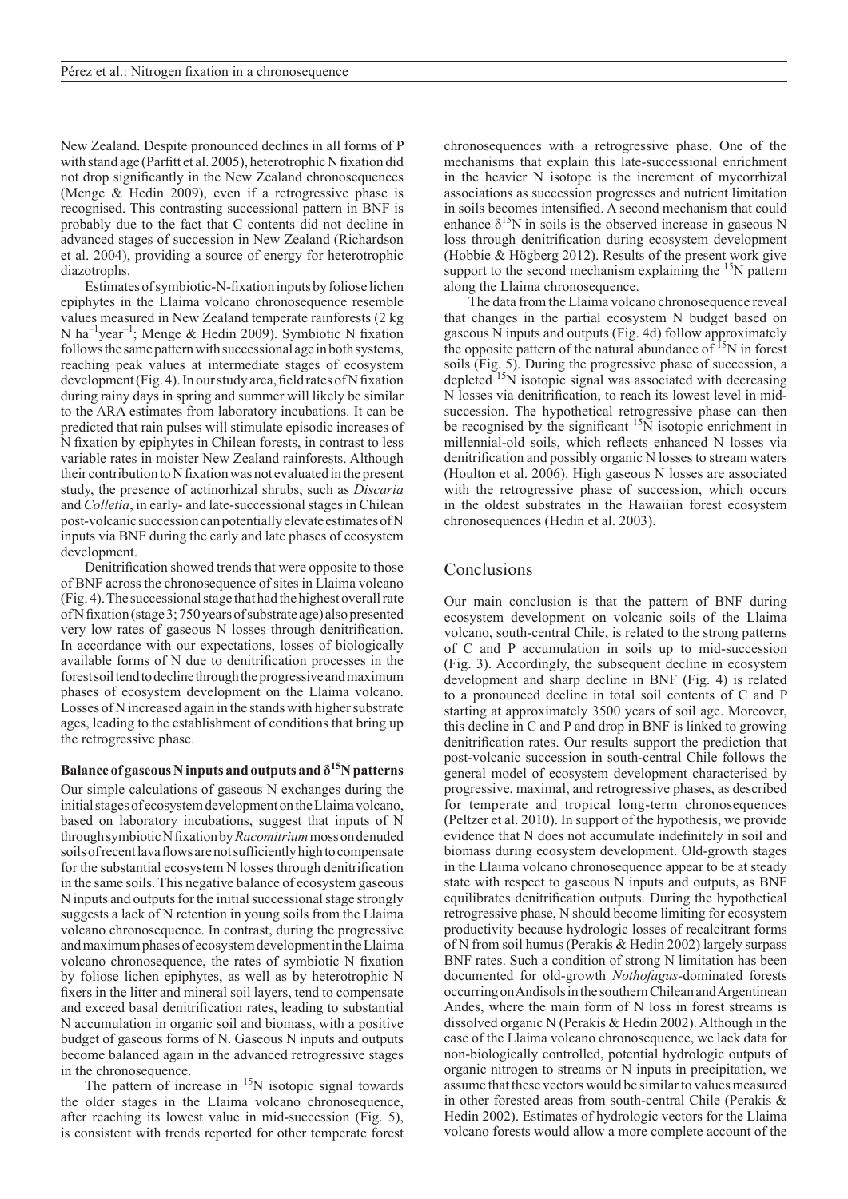New Zealand. Despite pronounced declines in all forms of P with stand age (Parfitt et al. 2005), heterotrophic N fixation did not drop significantly in the New Zealand chronosequences (Menge & Hedin 2009), even if a retrogressive phase is recognised. This contrasting successional pattern in BNF is probably due to the fact that C contents did not decline in advanced stages of succession in New Zealand (Richardson et al. 2004), providing a source of energy for heterotrophic diazotrophs.

Estimates of symbiotic-N-fixation inputs by foliose lichen epiphytes in the Llaima volcano chronosequence resemble values measured in New Zealand temperate rainforests (2 kg N ha$^{-1}$year$^{-1}$; Menge & Hedin 2009). Symbiotic N fixation follows the same pattern with successional age in both systems, reaching peak values at intermediate stages of ecosystem development (Fig. 4). In our study area, field rates of N fixation during rainy days in spring and summer will likely be similar to the ARA estimates from laboratory incubations. It can be predicted that rain pulses will stimulate episodic increases of N fixation by epiphytes in Chilean forests, in contrast to less variable rates in moister New Zealand rainforests. Although their contribution to N fixation was not evaluated in the present study, the presence of actinorhizal shrubs, such as *Discaria* and *Colletia*, in early- and late-successional stages in Chilean post-volcanic succession can potentially elevate estimates of N inputs via BNF during the early and late phases of ecosystem development.

Denitrification showed trends that were opposite to those of BNF across the chronosequence of sites in Llaima volcano (Fig. 4). The successional stage that had the highest overall rate of N fixation (stage 3; 750 years of substrate age) also presented very low rates of gaseous N losses through denitrification. In accordance with our expectations, losses of biologically available forms of N due to denitrification processes in the forest soil tend to decline through the progressive and maximum phases of ecosystem development on the Llaima volcano. Losses of N increased again in the stands with higher substrate ages, leading to the establishment of conditions that bring up the retrogressive phase.

### Balance of gaseous N inputs and outputs and $\delta^{15}$N patterns

Our simple calculations of gaseous N exchanges during the initial stages of ecosystem development on the Llaima volcano, based on laboratory incubations, suggest that inputs of N through symbiotic N fixation by *Racomitrium* moss on denuded soils of recent lava flows are not sufficiently high to compensate for the substantial ecosystem N losses through denitrification in the same soils. This negative balance of ecosystem gaseous N inputs and outputs for the initial successional stage strongly suggests a lack of N retention in young soils from the Llaima volcano chronosequence. In contrast, during the progressive and maximum phases of ecosystem development in the Llaima volcano chronosequence, the rates of symbiotic N fixation by foliose lichen epiphytes, as well as by heterotrophic N fixers in the litter and mineral soil layers, tend to compensate and exceed basal denitrification rates, leading to substantial N accumulation in organic soil and biomass, with a positive budget of gaseous forms of N. Gaseous N inputs and outputs become balanced again in the advanced retrogressive stages in the chronosequence.

The pattern of increase in $^{15}$N isotopic signal towards the older stages in the Llaima volcano chronosequence, after reaching its lowest value in mid-succession (Fig. 5), is consistent with trends reported for other temperate forest chronosequences with a retrogressive phase. One of the mechanisms that explain this late-successional enrichment in the heavier N isotope is the increment of mycorrhizal associations as succession progresses and nutrient limitation in soils becomes intensified. A second mechanism that could enhance $\delta^{15}$N in soils is the observed increase in gaseous N loss through denitrification during ecosystem development (Hobbie & Högberg 2012). Results of the present work give support to the second mechanism explaining the $^{15}$N pattern along the Llaima chronosequence.

The data from the Llaima volcano chronosequence reveal that changes in the partial ecosystem N budget based on gaseous N inputs and outputs (Fig. 4d) follow approximately the opposite pattern of the natural abundance of $^{15}$N in forest soils (Fig. 5). During the progressive phase of succession, a depleted $^{15}$N isotopic signal was associated with decreasing N losses via denitrification, to reach its lowest level in mid-succession. The hypothetical retrogressive phase can then be recognised by the significant $^{15}$N isotopic enrichment in millennial-old soils, which reflects enhanced N losses via denitrification and possibly organic N losses to stream waters (Houlton et al. 2006). High gaseous N losses are associated with the retrogressive phase of succession, which occurs in the oldest substrates in the Hawaiian forest ecosystem chronosequences (Hedin et al. 2003).

## Conclusions

Our main conclusion is that the pattern of BNF during ecosystem development on volcanic soils of the Llaima volcano, south-central Chile, is related to the strong patterns of C and P accumulation in soils up to mid-succession (Fig. 3). Accordingly, the subsequent decline in ecosystem development and sharp decline in BNF (Fig. 4) is related to a pronounced decline in total soil contents of C and P starting at approximately 3500 years of soil age. Moreover, this decline in C and P and drop in BNF is linked to growing denitrification rates. Our results support the prediction that post-volcanic succession in south-central Chile follows the general model of ecosystem development characterised by progressive, maximal, and retrogressive phases, as described for temperate and tropical long-term chronosequences (Peltzer et al. 2010). In support of the hypothesis, we provide evidence that N does not accumulate indefinitely in soil and biomass during ecosystem development. Old-growth stages in the Llaima volcano chronosequence appear to be at steady state with respect to gaseous N inputs and outputs, as BNF equilibrates denitrification outputs. During the hypothetical retrogressive phase, N should become limiting for ecosystem productivity because hydrologic losses of recalcitrant forms of N from soil humus (Perakis & Hedin 2002) largely surpass BNF rates. Such a condition of strong N limitation has been documented for old-growth *Nothofagus*-dominated forests occurring on Andisols in the southern Chilean and Argentinean Andes, where the main form of N loss in forest streams is dissolved organic N (Perakis & Hedin 2002). Although in the case of the Llaima volcano chronosequence, we lack data for non-biologically controlled, potential hydrologic outputs of organic nitrogen to streams or N inputs in precipitation, we assume that these vectors would be similar to values measured in other forested areas from south-central Chile (Perakis & Hedin 2002). Estimates of hydrologic vectors for the Llaima volcano forests would allow a more complete account of the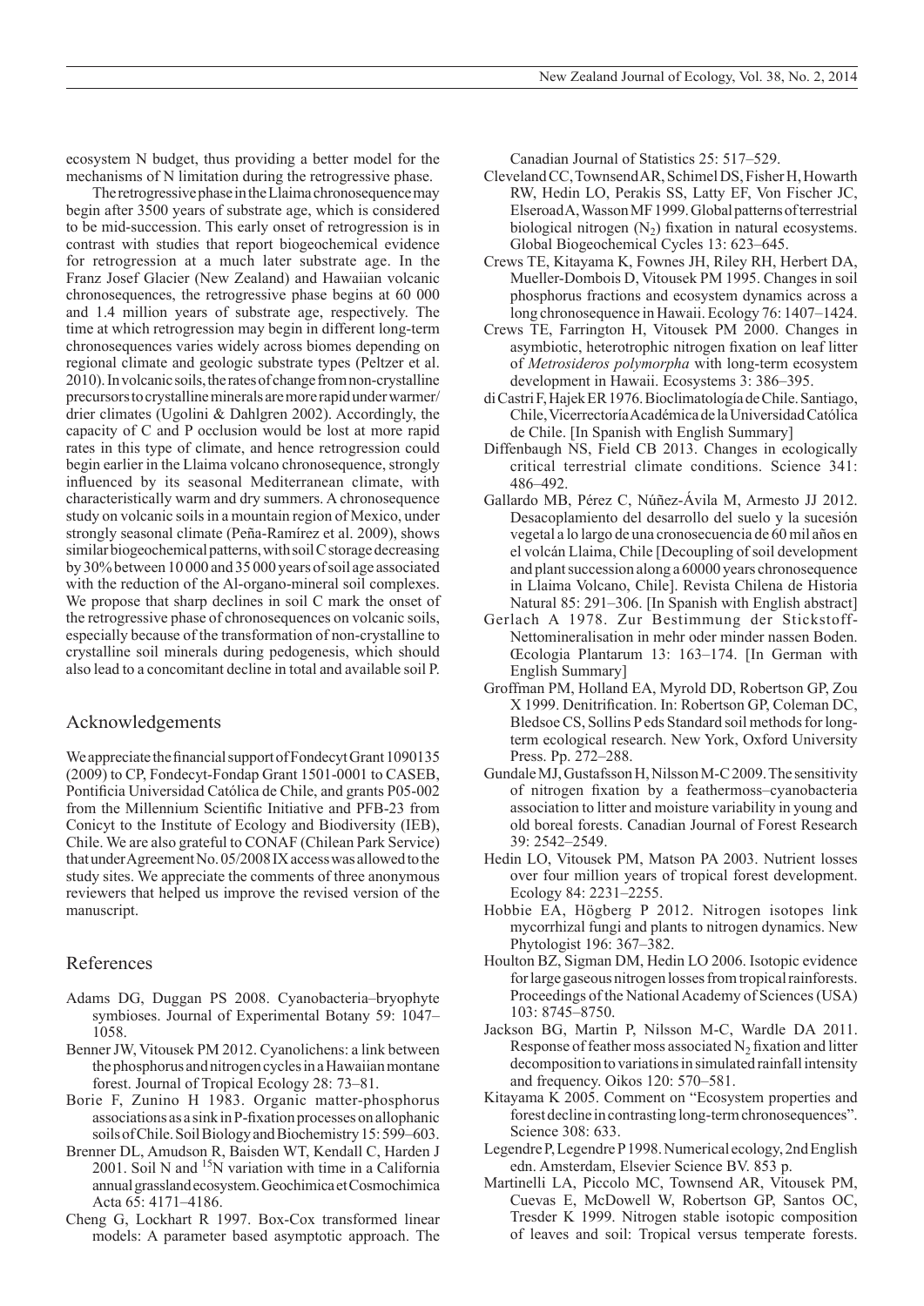ecosystem N budget, thus providing a better model for the mechanisms of N limitation during the retrogressive phase.

The retrogressive phase in the Llaima chronosequence may begin after 3500 years of substrate age, which is considered to be mid-succession. This early onset of retrogression is in contrast with studies that report biogeochemical evidence for retrogression at a much later substrate age. In the Franz Josef Glacier (New Zealand) and Hawaiian volcanic chronosequences, the retrogressive phase begins at 60 000 and 1.4 million years of substrate age, respectively. The time at which retrogression may begin in different long-term chronosequences varies widely across biomes depending on regional climate and geologic substrate types (Peltzer et al. 2010). In volcanic soils, the rates of change from non-crystalline precursors to crystalline minerals are more rapid under warmer/drier climates (Ugolini & Dahlgren 2002). Accordingly, the capacity of C and P occlusion would be lost at more rapid rates in this type of climate, and hence retrogression could begin earlier in the Llaima volcano chronosequence, strongly influenced by its seasonal Mediterranean climate, with characteristically warm and dry summers. A chronosequence study on volcanic soils in a mountain region of Mexico, under strongly seasonal climate (Peña-Ramírez et al. 2009), shows similar biogeochemical patterns, with soil C storage decreasing by 30% between 10 000 and 35 000 years of soil age associated with the reduction of the Al-organo-mineral soil complexes. We propose that sharp declines in soil C mark the onset of the retrogressive phase of chronosequences on volcanic soils, especially because of the transformation of non-crystalline to crystalline soil minerals during pedogenesis, which should also lead to a concomitant decline in total and available soil P.

## Acknowledgements

We appreciate the financial support of Fondecyt Grant 1090135 (2009) to CP, Fondecyt-Fondap Grant 1501-0001 to CASEB, Pontificia Universidad Católica de Chile, and grants P05-002 from the Millennium Scientific Initiative and PFB-23 from Conicyt to the Institute of Ecology and Biodiversity (IEB), Chile. We are also grateful to CONAF (Chilean Park Service) that under Agreement No. 05/2008 IX access was allowed to the study sites. We appreciate the comments of three anonymous reviewers that helped us improve the revised version of the manuscript.

## References

Adams DG, Duggan PS 2008. Cyanobacteria–bryophyte symbioses. Journal of Experimental Botany 59: 1047–1058.

Benner JW, Vitousek PM 2012. Cyanolichens: a link between the phosphorus and nitrogen cycles in a Hawaiian montane forest. Journal of Tropical Ecology 28: 73–81.

Borie F, Zunino H 1983. Organic matter-phosphorus associations as a sink in P-fixation processes on allophanic soils of Chile. Soil Biology and Biochemistry 15: 599–603.

Brenner DL, Amudson R, Baisden WT, Kendall C, Harden J 2001. Soil N and $^{15}N$ variation with time in a California annual grassland ecosystem. Geochimica et Cosmochimica Acta 65: 4171–4186.

Cheng G, Lockhart R 1997. Box-Cox transformed linear models: A parameter based asymptotic approach. The Canadian Journal of Statistics 25: 517–529.

Cleveland CC, Townsend AR, Schimel DS, Fisher H, Howarth RW, Hedin LO, Perakis SS, Latty EF, Von Fischer JC, Elseroad A, Wasson MF 1999. Global patterns of terrestrial biological nitrogen ($N_2$) fixation in natural ecosystems. Global Biogeochemical Cycles 13: 623–645.

Crews TE, Kitayama K, Fownes JH, Riley RH, Herbert DA, Mueller-Dombois D, Vitousek PM 1995. Changes in soil phosphorus fractions and ecosystem dynamics across a long chronosequence in Hawaii. Ecology 76: 1407–1424.

Crews TE, Farrington H, Vitousek PM 2000. Changes in asymbiotic, heterotrophic nitrogen fixation on leaf litter of *Metrosideros polymorpha* with long-term ecosystem development in Hawaii. Ecosystems 3: 386–395.

di Castri F, Hajek ER 1976. Bioclimatología de Chile. Santiago, Chile, Vicerrectoría Académica de la Universidad Católica de Chile. [In Spanish with English Summary]

Diffenbaugh NS, Field CB 2013. Changes in ecologically critical terrestrial climate conditions. Science 341: 486–492.

Gallardo MB, Pérez C, Núñez-Ávila M, Armesto JJ 2012. Desacoplamiento del desarrollo del suelo y la sucesión vegetal a lo largo de una cronosecuencia de 60 mil años en el volcán Llaima, Chile [Decoupling of soil development and plant succession along a 60000 years chronosequence in Llaima Volcano, Chile]. Revista Chilena de Historia Natural 85: 291–306. [In Spanish with English abstract]

Gerlach A 1978. Zur Bestimmung der Stickstoff-Nettomineralisation in mehr oder minder nassen Boden. Œcologia Plantarum 13: 163–174. [In German with English Summary]

Groffman PM, Holland EA, Myrold DD, Robertson GP, Zou X 1999. Denitrification. In: Robertson GP, Coleman DC, Bledsoe CS, Sollins P eds Standard soil methods for long-term ecological research. New York, Oxford University Press. Pp. 272–288.

Gundale MJ, Gustafsson H, Nilsson M-C 2009. The sensitivity of nitrogen fixation by a feathermoss–cyanobacteria association to litter and moisture variability in young and old boreal forests. Canadian Journal of Forest Research 39: 2542–2549.

Hedin LO, Vitousek PM, Matson PA 2003. Nutrient losses over four million years of tropical forest development. Ecology 84: 2231–2255.

Hobbie EA, Högberg P 2012. Nitrogen isotopes link mycorrhizal fungi and plants to nitrogen dynamics. New Phytologist 196: 367–382.

Houlton BZ, Sigman DM, Hedin LO 2006. Isotopic evidence for large gaseous nitrogen losses from tropical rainforests. Proceedings of the National Academy of Sciences (USA) 103: 8745–8750.

Jackson BG, Martin P, Nilsson M-C, Wardle DA 2011. Response of feather moss associated $N_2$ fixation and litter decomposition to variations in simulated rainfall intensity and frequency. Oikos 120: 570–581.

Kitayama K 2005. Comment on "Ecosystem properties and forest decline in contrasting long-term chronosequences". Science 308: 633.

Legendre P, Legendre P 1998. Numerical ecology, 2nd English edn. Amsterdam, Elsevier Science BV. 853 p.

Martinelli LA, Piccolo MC, Townsend AR, Vitousek PM, Cuevas E, McDowell W, Robertson GP, Santos OC, Tresder K 1999. Nitrogen stable isotopic composition of leaves and soil: Tropical versus temperate forests.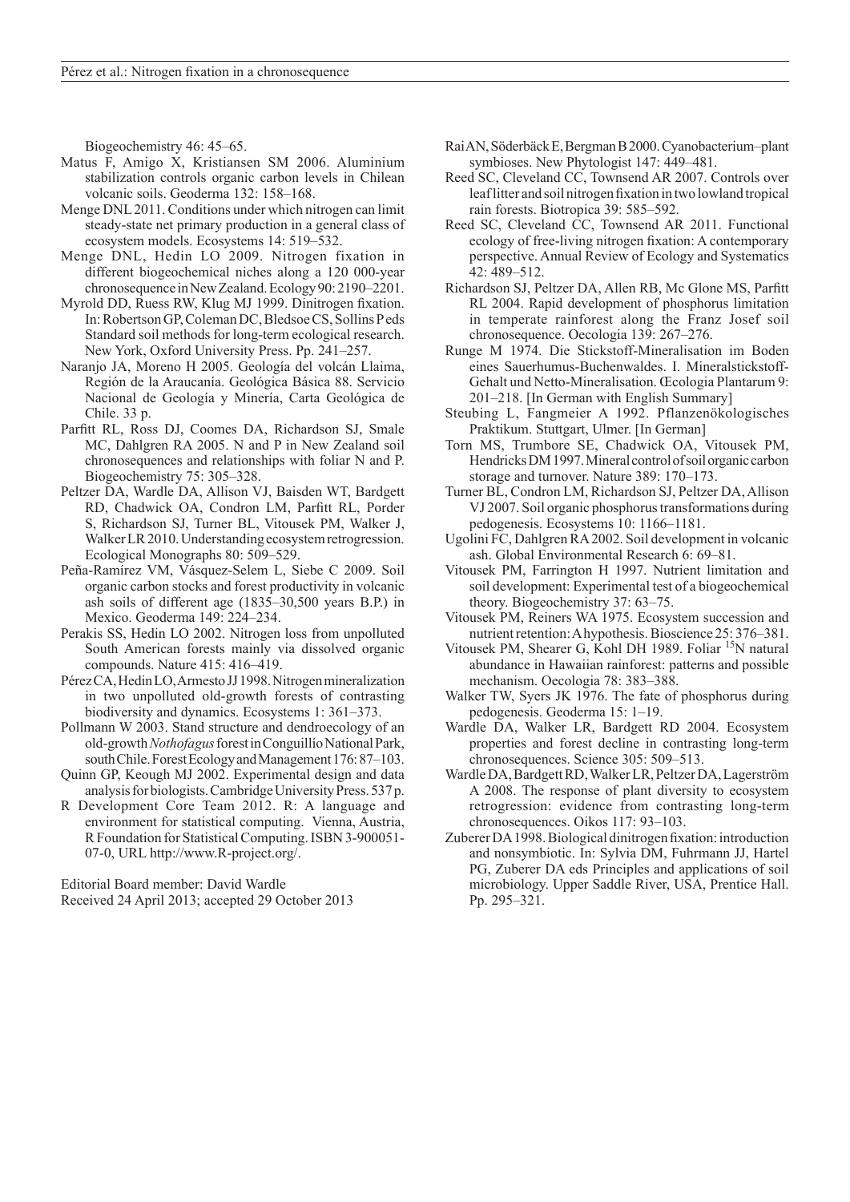Biogeochemistry 46: 45–65.

Matus F, Amigo X, Kristiansen SM 2006. Aluminium stabilization controls organic carbon levels in Chilean volcanic soils. Geoderma 132: 158–168.

Menge DNL 2011. Conditions under which nitrogen can limit steady-state net primary production in a general class of ecosystem models. Ecosystems 14: 519–532.

Menge DNL, Hedin LO 2009. Nitrogen fixation in different biogeochemical niches along a 120 000-year chronosequence in New Zealand. Ecology 90: 2190–2201.

Myrold DD, Ruess RW, Klug MJ 1999. Dinitrogen fixation. In: Robertson GP, Coleman DC, Bledsoe CS, Sollins P eds Standard soil methods for long-term ecological research. New York, Oxford University Press. Pp. 241–257.

Naranjo JA, Moreno H 2005. Geología del volcán Llaima, Región de la Araucanía. Geológica Básica 88. Servicio Nacional de Geología y Minería, Carta Geológica de Chile. 33 p.

Parfitt RL, Ross DJ, Coomes DA, Richardson SJ, Smale MC, Dahlgren RA 2005. N and P in New Zealand soil chronosequences and relationships with foliar N and P. Biogeochemistry 75: 305–328.

Peltzer DA, Wardle DA, Allison VJ, Baisden WT, Bardgett RD, Chadwick OA, Condron LM, Parfitt RL, Porder S, Richardson SJ, Turner BL, Vitousek PM, Walker J, Walker LR 2010. Understanding ecosystem retrogression. Ecological Monographs 80: 509–529.

Peña-Ramírez VM, Vásquez-Selem L, Siebe C 2009. Soil organic carbon stocks and forest productivity in volcanic ash soils of different age (1835–30,500 years B.P.) in Mexico. Geoderma 149: 224–234.

Perakis SS, Hedin LO 2002. Nitrogen loss from unpolluted South American forests mainly via dissolved organic compounds. Nature 415: 416–419.

Pérez CA, Hedin LO, Armesto JJ 1998. Nitrogen mineralization in two unpolluted old-growth forests of contrasting biodiversity and dynamics. Ecosystems 1: 361–373.

Pollmann W 2003. Stand structure and dendroecology of an old-growth *Nothofagus* forest in Conguillío National Park, south Chile. Forest Ecology and Management 176: 87–103.

Quinn GP, Keough MJ 2002. Experimental design and data analysis for biologists. Cambridge University Press. 537 p.

R Development Core Team 2012. R: A language and environment for statistical computing. Vienna, Austria, R Foundation for Statistical Computing. ISBN 3-900051-07-0, URL http://www.R-project.org/.

Editorial Board member: David Wardle

Received 24 April 2013; accepted 29 October 2013

Rai AN, Söderbäck E, Bergman B 2000. Cyanobacterium–plant symbioses. New Phytologist 147: 449–481.

Reed SC, Cleveland CC, Townsend AR 2007. Controls over leaf litter and soil nitrogen fixation in two lowland tropical rain forests. Biotropica 39: 585–592.

Reed SC, Cleveland CC, Townsend AR 2011. Functional ecology of free-living nitrogen fixation: A contemporary perspective. Annual Review of Ecology and Systematics 42: 489–512.

Richardson SJ, Peltzer DA, Allen RB, Mc Glone MS, Parfitt RL 2004. Rapid development of phosphorus limitation in temperate rainforest along the Franz Josef soil chronosequence. Oecologia 139: 267–276.

Runge M 1974. Die Stickstoff-Mineralisation im Boden eines Sauerhumus-Buchenwaldes. I. Mineralstickstoff-Gehalt und Netto-Mineralisation. Œcologia Plantarum 9: 201–218. [In German with English Summary]

Steubing L, Fangmeier A 1992. Pflanzenökologisches Praktikum. Stuttgart, Ulmer. [In German]

Torn MS, Trumbore SE, Chadwick OA, Vitousek PM, Hendricks DM 1997. Mineral control of soil organic carbon storage and turnover. Nature 389: 170–173.

Turner BL, Condron LM, Richardson SJ, Peltzer DA, Allison VJ 2007. Soil organic phosphorus transformations during pedogenesis. Ecosystems 10: 1166–1181.

Ugolini FC, Dahlgren RA 2002. Soil development in volcanic ash. Global Environmental Research 6: 69–81.

Vitousek PM, Farrington H 1997. Nutrient limitation and soil development: Experimental test of a biogeochemical theory. Biogeochemistry 37: 63–75.

Vitousek PM, Reiners WA 1975. Ecosystem succession and nutrient retention: A hypothesis. Bioscience 25: 376–381.

Vitousek PM, Shearer G, Kohl DH 1989. Foliar $^{15}$N natural abundance in Hawaiian rainforest: patterns and possible mechanism. Oecologia 78: 383–388.

Walker TW, Syers JK 1976. The fate of phosphorus during pedogenesis. Geoderma 15: 1–19.

Wardle DA, Walker LR, Bardgett RD 2004. Ecosystem properties and forest decline in contrasting long-term chronosequences. Science 305: 509–513.

Wardle DA, Bardgett RD, Walker LR, Peltzer DA, Lagerström A 2008. The response of plant diversity to ecosystem retrogression: evidence from contrasting long-term chronosequences. Oikos 117: 93–103.

Zuberer DA 1998. Biological dinitrogen fixation: introduction and nonsymbiotic. In: Sylvia DM, Fuhrmann JJ, Hartel PG, Zuberer DA eds Principles and applications of soil microbiology. Upper Saddle River, USA, Prentice Hall. Pp. 295–321.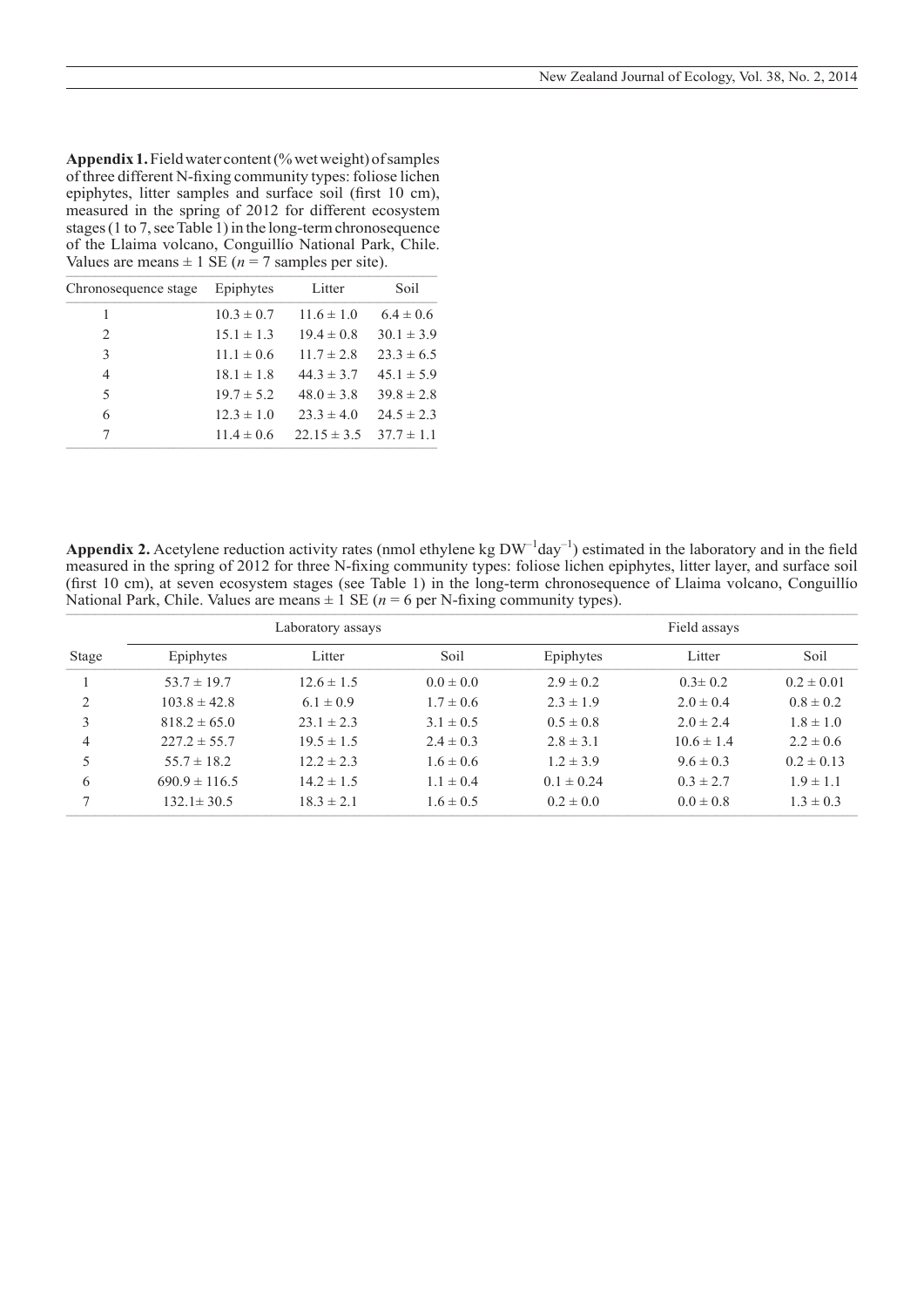**Appendix 1.** Field water content (% wet weight) of samples of three different N-fixing community types: foliose lichen epiphytes, litter samples and surface soil (first 10 cm), measured in the spring of 2012 for different ecosystem stages (1 to 7, see Table 1) in the long-term chronosequence of the Llaima volcano, Conguillío National Park, Chile. Values are means ± 1 SE (*n* = 7 samples per site).

| Chronosequence stage | Epiphytes | Litter | Soil |
|---|---|---|---|
| 1 | 10.3 ± 0.7 | 11.6 ± 1.0 | 6.4 ± 0.6 |
| 2 | 15.1 ± 1.3 | 19.4 ± 0.8 | 30.1 ± 3.9 |
| 3 | 11.1 ± 0.6 | 11.7 ± 2.8 | 23.3 ± 6.5 |
| 4 | 18.1 ± 1.8 | 44.3 ± 3.7 | 45.1 ± 5.9 |
| 5 | 19.7 ± 5.2 | 48.0 ± 3.8 | 39.8 ± 2.8 |
| 6 | 12.3 ± 1.0 | 23.3 ± 4.0 | 24.5 ± 2.3 |
| 7 | 11.4 ± 0.6 | 22.15 ± 3.5 | 37.7 ± 1.1 |

**Appendix 2.** Acetylene reduction activity rates (nmol ethylene kg $DW^{-1}day^{-1}$) estimated in the laboratory and in the field measured in the spring of 2012 for three N-fixing community types: foliose lichen epiphytes, litter layer, and surface soil (first 10 cm), at seven ecosystem stages (see Table 1) in the long-term chronosequence of Llaima volcano, Conguillío National Park, Chile. Values are means ± 1 SE (*n* = 6 per N-fixing community types).

| | Laboratory assays | | | Field assays | | |
|---|---|---|---|---|---|---|
| Stage | Epiphytes | Litter | Soil | Epiphytes | Litter | Soil |
| 1 | 53.7 ± 19.7 | 12.6 ± 1.5 | 0.0 ± 0.0 | 2.9 ± 0.2 | 0.3± 0.2 | 0.2 ± 0.01 |
| 2 | 103.8 ± 42.8 | 6.1 ± 0.9 | 1.7 ± 0.6 | 2.3 ± 1.9 | 2.0 ± 0.4 | 0.8 ± 0.2 |
| 3 | 818.2 ± 65.0 | 23.1 ± 2.3 | 3.1 ± 0.5 | 0.5 ± 0.8 | 2.0 ± 2.4 | 1.8 ± 1.0 |
| 4 | 227.2 ± 55.7 | 19.5 ± 1.5 | 2.4 ± 0.3 | 2.8 ± 3.1 | 10.6 ± 1.4 | 2.2 ± 0.6 |
| 5 | 55.7 ± 18.2 | 12.2 ± 2.3 | 1.6 ± 0.6 | 1.2 ± 3.9 | 9.6 ± 0.3 | 0.2 ± 0.13 |
| 6 | 690.9 ± 116.5 | 14.2 ± 1.5 | 1.1 ± 0.4 | 0.1 ± 0.24 | 0.3 ± 2.7 | 1.9 ± 1.1 |
| 7 | 132.1± 30.5 | 18.3 ± 2.1 | 1.6 ± 0.5 | 0.2 ± 0.0 | 0.0 ± 0.8 | 1.3 ± 0.3 |